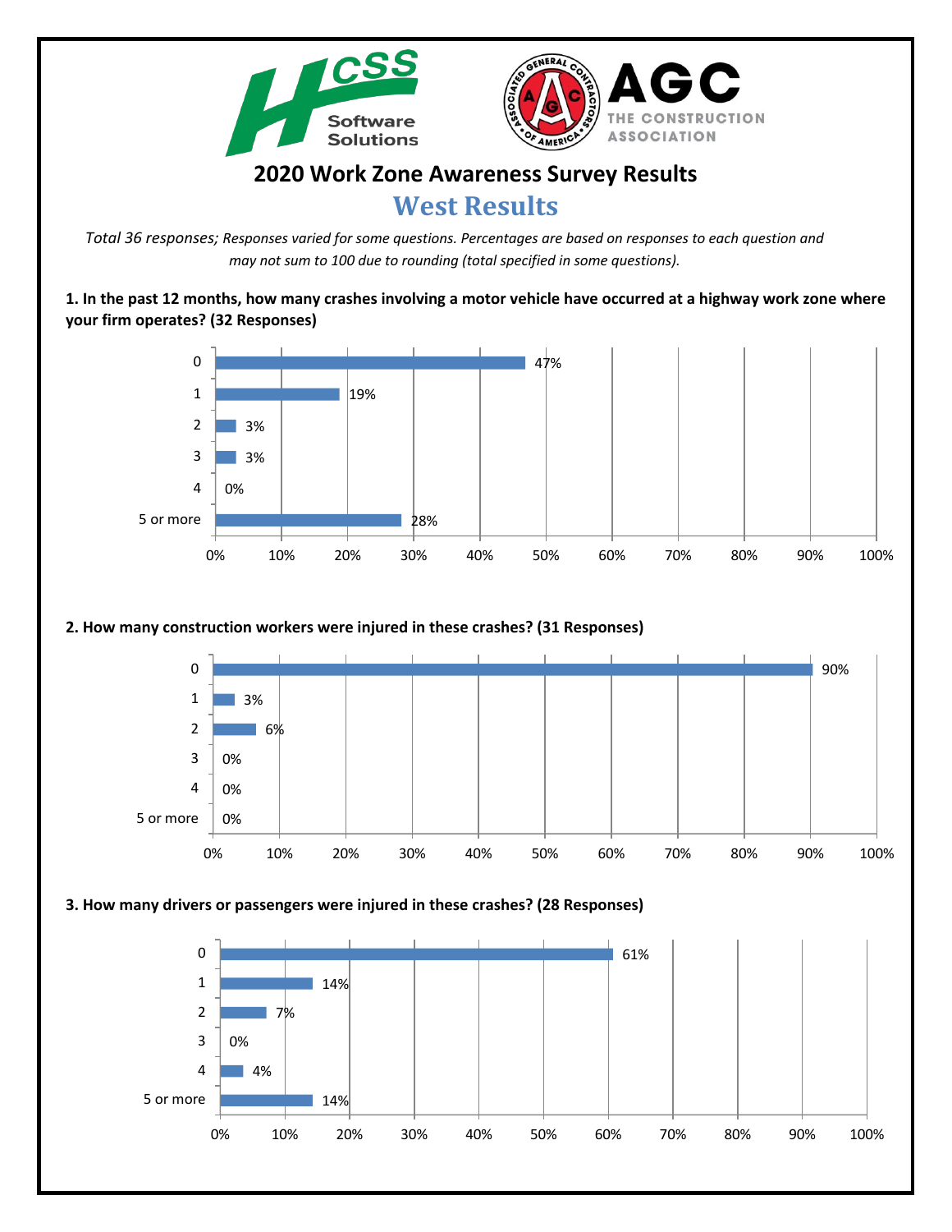# 2020 Work Zone Awareness Survey Results

## West Results

*Total 36 responses; Responses varied for some questions. Percentages are based on responses to each question and may not sum to 100 due to rounding (total specified in some questions).*

**1. In the past 12 months, how many crashes involving a motor vehicle have occurred at a highway work zone where your firm operates? (32 Responses)**

| Crashes | Percent |
|---|---|
| 0 | 47% |
| 1 | 19% |
| 2 | 3% |
| 3 | 3% |
| 4 | 0% |
| 5 or more | 28% |

**2. How many construction workers were injured in these crashes? (31 Responses)**

| Workers injured | Percent |
|---|---|
| 0 | 90% |
| 1 | 3% |
| 2 | 6% |
| 3 | 0% |
| 4 | 0% |
| 5 or more | 0% |

**3. How many drivers or passengers were injured in these crashes? (28 Responses)**

| Drivers or passengers injured | Percent |
|---|---|
| 0 | 61% |
| 1 | 14% |
| 2 | 7% |
| 3 | 0% |
| 4 | 4% |
| 5 or more | 14% |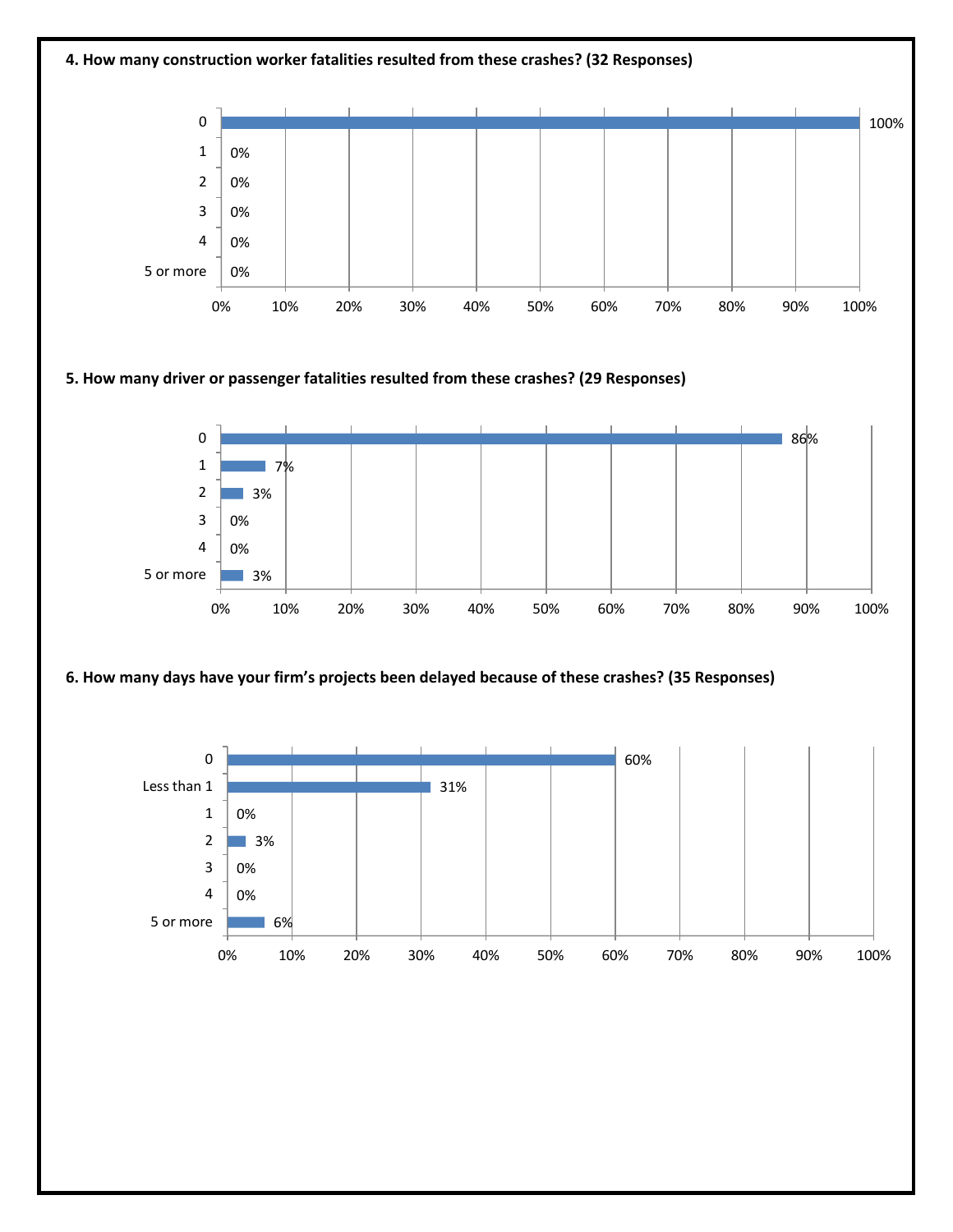**4. How many construction worker fatalities resulted from these crashes? (32 Responses)**

| Response | Percent |
|---|---|
| 0 | 100% |
| 1 | 0% |
| 2 | 0% |
| 3 | 0% |
| 4 | 0% |
| 5 or more | 0% |

**5. How many driver or passenger fatalities resulted from these crashes? (29 Responses)**

| Response | Percent |
|---|---|
| 0 | 86% |
| 1 | 7% |
| 2 | 3% |
| 3 | 0% |
| 4 | 0% |
| 5 or more | 3% |

**6. How many days have your firm's projects been delayed because of these crashes? (35 Responses)**

| Response | Percent |
|---|---|
| 0 | 60% |
| Less than 1 | 31% |
| 1 | 0% |
| 2 | 3% |
| 3 | 0% |
| 4 | 0% |
| 5 or more | 6% |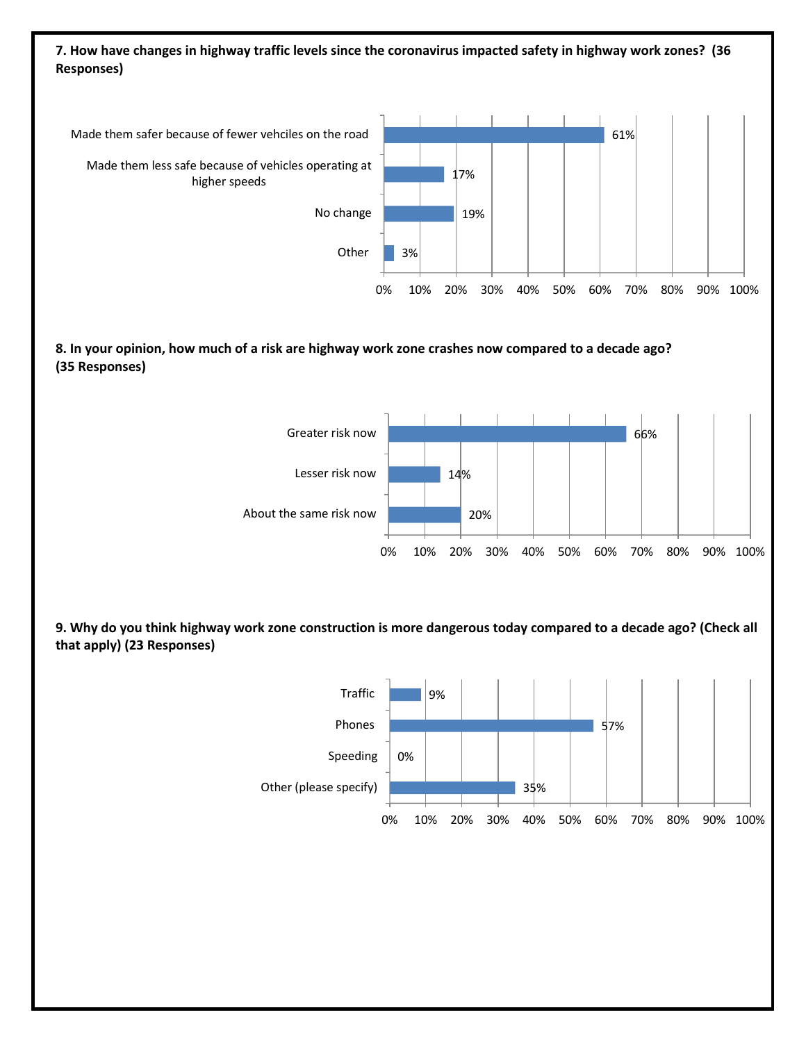**7. How have changes in highway traffic levels since the coronavirus impacted safety in highway work zones? (36 Responses)**

| Response | Percent |
| --- | --- |
| Made them safer because of fewer vehciles on the road | 61% |
| Made them less safe because of vehicles operating at higher speeds | 17% |
| No change | 19% |
| Other | 3% |

**8. In your opinion, how much of a risk are highway work zone crashes now compared to a decade ago? (35 Responses)**

| Response | Percent |
| --- | --- |
| Greater risk now | 66% |
| Lesser risk now | 14% |
| About the same risk now | 20% |

**9. Why do you think highway work zone construction is more dangerous today compared to a decade ago? (Check all that apply) (23 Responses)**

| Response | Percent |
| --- | --- |
| Traffic | 9% |
| Phones | 57% |
| Speeding | 0% |
| Other (please specify) | 35% |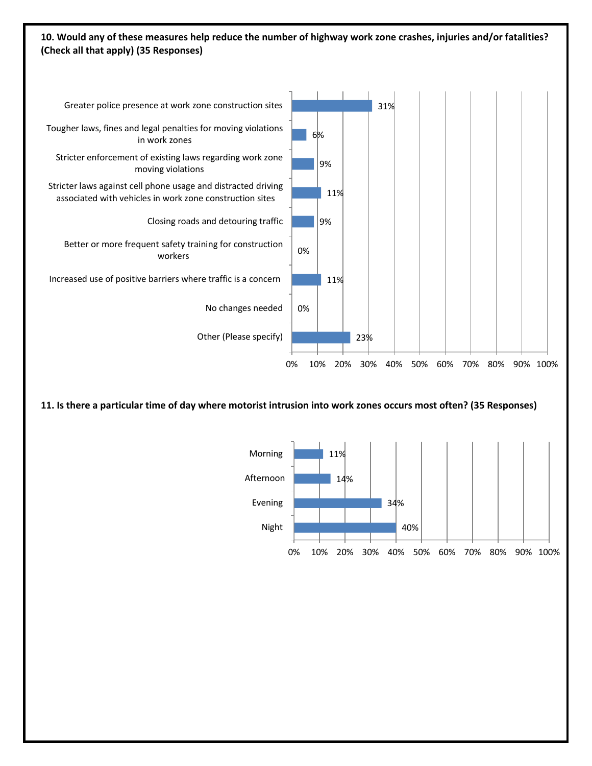**10. Would any of these measures help reduce the number of highway work zone crashes, injuries and/or fatalities? (Check all that apply) (35 Responses)**

| Measure | Percentage |
| --- | --- |
| Greater police presence at work zone construction sites | 31% |
| Tougher laws, fines and legal penalties for moving violations in work zones | 6% |
| Stricter enforcement of existing laws regarding work zone moving violations | 9% |
| Stricter laws against cell phone usage and distracted driving associated with vehicles in work zone construction sites | 11% |
| Closing roads and detouring traffic | 9% |
| Better or more frequent safety training for construction workers | 0% |
| Increased use of positive barriers where traffic is a concern | 11% |
| No changes needed | 0% |
| Other (Please specify) | 23% |

**11. Is there a particular time of day where motorist intrusion into work zones occurs most often? (35 Responses)**

| Time of Day | Percentage |
| --- | --- |
| Morning | 11% |
| Afternoon | 14% |
| Evening | 34% |
| Night | 40% |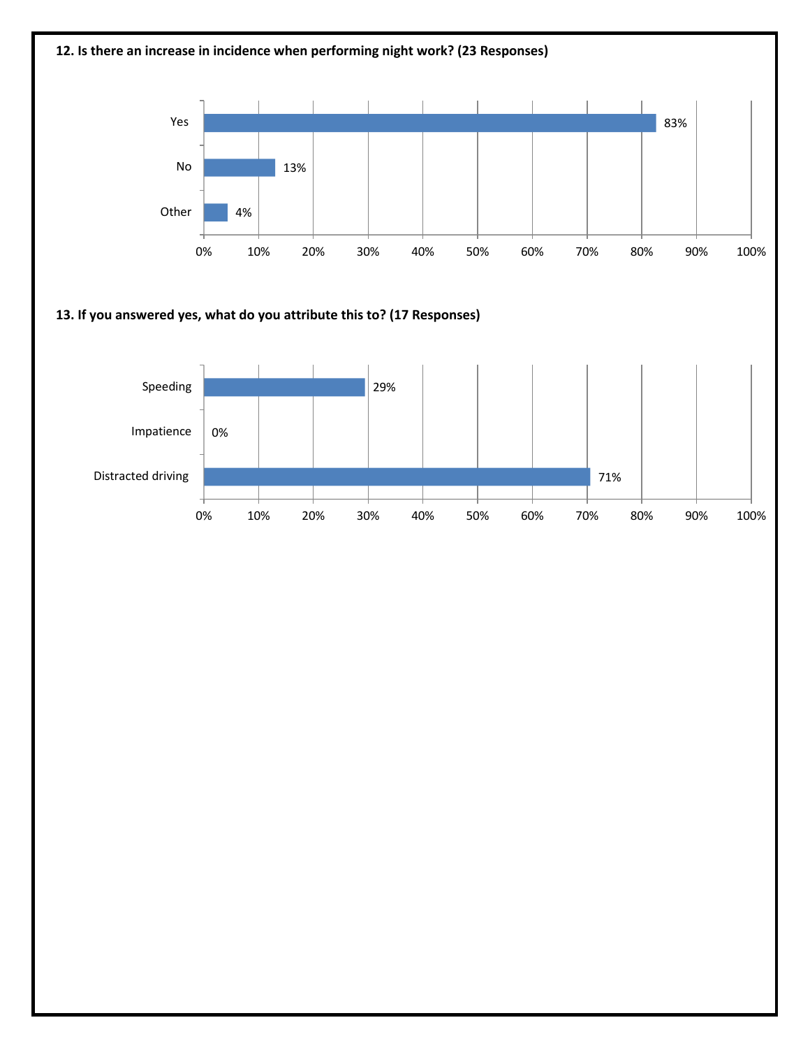**12. Is there an increase in incidence when performing night work? (23 Responses)**

Yes
No
Other

83%
13%
4%

0% 10% 20% 30% 40% 50% 60% 70% 80% 90% 100%

**13. If you answered yes, what do you attribute this to? (17 Responses)**

Speeding
Impatience
Distracted driving

29%
0%
71%

0% 10% 20% 30% 40% 50% 60% 70% 80% 90% 100%